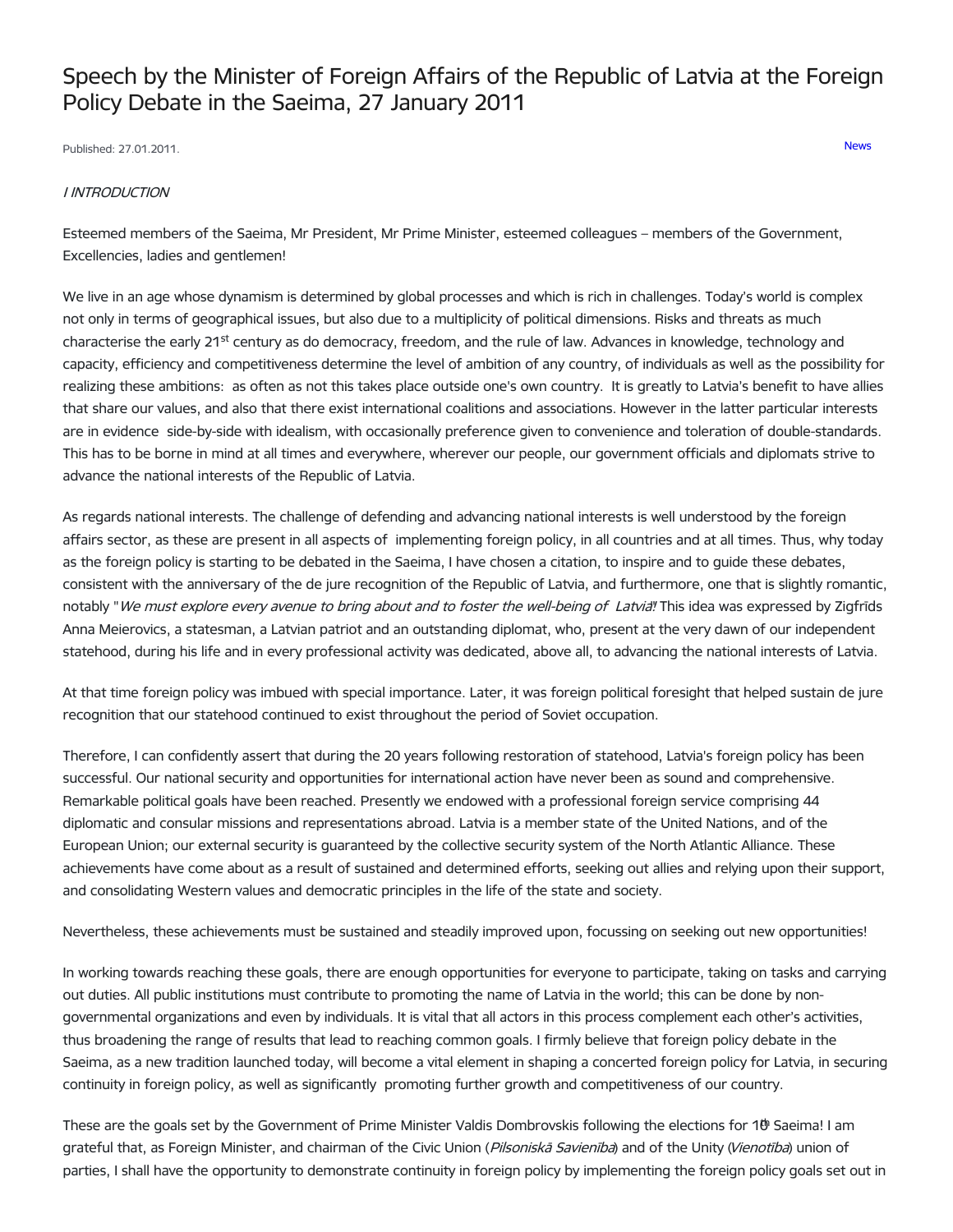# Speech by the Minister of Foreign Affairs of the Republic of Latvia at the Foreign Policy Debate in the Saeima, 27 January 2011

Published: 27.01.2011.

News

*I INTRODUCTION*

Esteemed members of the Saeima, Mr President, Mr Prime Minister, esteemed colleagues – members of the Government, Excellencies, ladies and gentlemen!

We live in an age whose dynamism is determined by global processes and which is rich in challenges. Today's world is complex not only in terms of geographical issues, but also due to a multiplicity of political dimensions. Risks and threats as much characterise the early 21st century as do democracy, freedom, and the rule of law. Advances in knowledge, technology and capacity, efficiency and competitiveness determine the level of ambition of any country, of individuals as well as the possibility for realizing these ambitions: as often as not this takes place outside one's own country. It is greatly to Latvia's benefit to have allies that share our values, and also that there exist international coalitions and associations. However in the latter particular interests are in evidence side-by-side with idealism, with occasionally preference given to convenience and toleration of double-standards. This has to be borne in mind at all times and everywhere, wherever our people, our government officials and diplomats strive to advance the national interests of the Republic of Latvia.

As regards national interests. The challenge of defending and advancing national interests is well understood by the foreign affairs sector, as these are present in all aspects of implementing foreign policy, in all countries and at all times. Thus, why today as the foreign policy is starting to be debated in the Saeima, I have chosen a citation, to inspire and to guide these debates, consistent with the anniversary of the de jure recognition of the Republic of Latvia, and furthermore, one that is slightly romantic, notably "*We must explore every avenue to bring about and to foster the well-being of Latvia*!" This idea was expressed by Zigfrīds Anna Meierovics, a statesman, a Latvian patriot and an outstanding diplomat, who, present at the very dawn of our independent statehood, during his life and in every professional activity was dedicated, above all, to advancing the national interests of Latvia.

At that time foreign policy was imbued with special importance. Later, it was foreign political foresight that helped sustain de jure recognition that our statehood continued to exist throughout the period of Soviet occupation.

Therefore, I can confidently assert that during the 20 years following restoration of statehood, Latvia's foreign policy has been successful. Our national security and opportunities for international action have never been as sound and comprehensive. Remarkable political goals have been reached. Presently we endowed with a professional foreign service comprising 44 diplomatic and consular missions and representations abroad. Latvia is a member state of the United Nations, and of the European Union; our external security is guaranteed by the collective security system of the North Atlantic Alliance. These achievements have come about as a result of sustained and determined efforts, seeking out allies and relying upon their support, and consolidating Western values and democratic principles in the life of the state and society.

Nevertheless, these achievements must be sustained and steadily improved upon, focussing on seeking out new opportunities!

In working towards reaching these goals, there are enough opportunities for everyone to participate, taking on tasks and carrying out duties. All public institutions must contribute to promoting the name of Latvia in the world; this can be done by non-governmental organizations and even by individuals. It is vital that all actors in this process complement each other's activities, thus broadening the range of results that lead to reaching common goals. I firmly believe that foreign policy debate in the Saeima, as a new tradition launched today, will become a vital element in shaping a concerted foreign policy for Latvia, in securing continuity in foreign policy, as well as significantly promoting further growth and competitiveness of our country.

These are the goals set by the Government of Prime Minister Valdis Dombrovskis following the elections for 10th Saeima! I am grateful that, as Foreign Minister, and chairman of the Civic Union (*Pilsoniskā Savienība*) and of the Unity (*Vienotība*) union of parties, I shall have the opportunity to demonstrate continuity in foreign policy by implementing the foreign policy goals set out in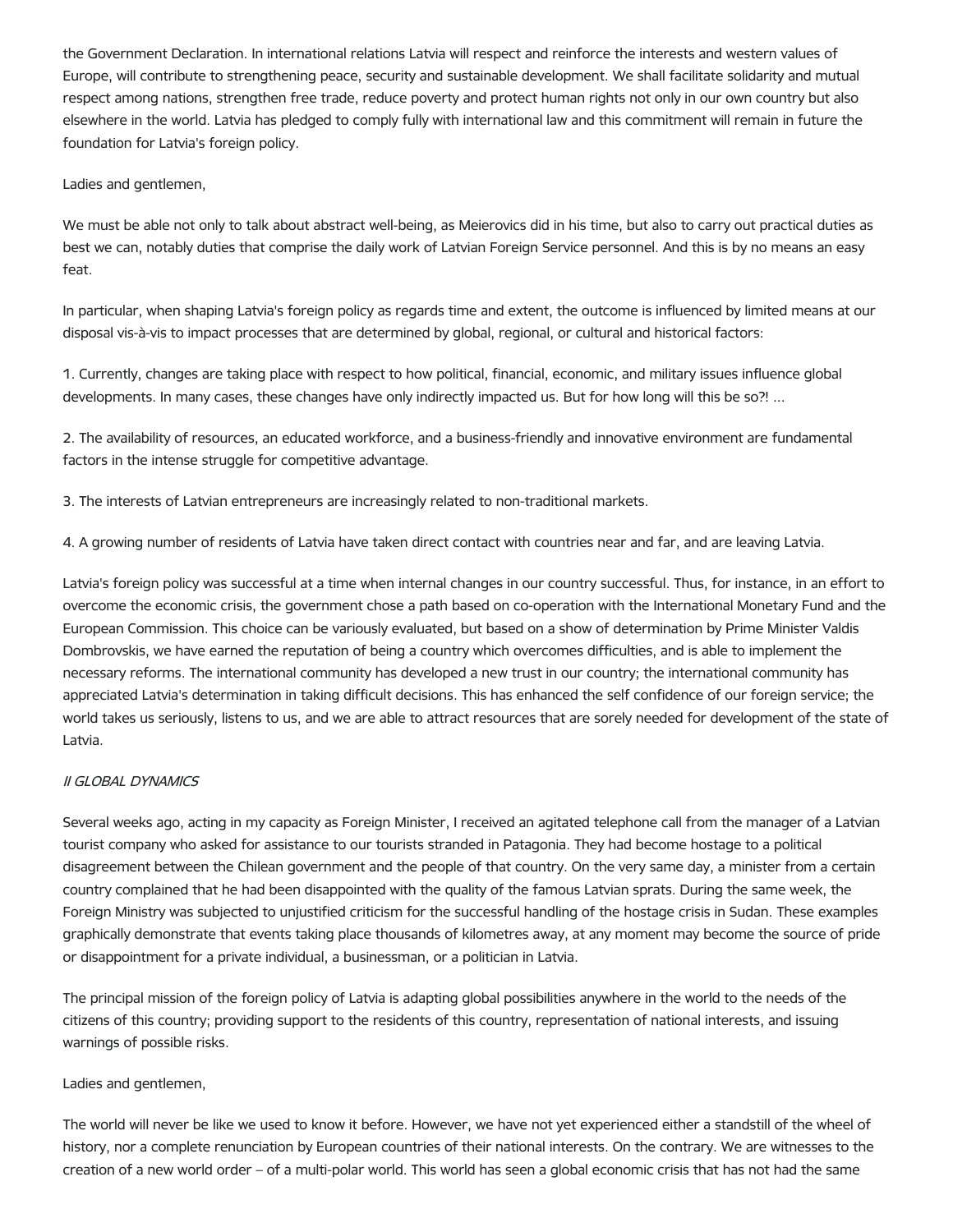the Government Declaration. In international relations Latvia will respect and reinforce the interests and western values of Europe, will contribute to strengthening peace, security and sustainable development. We shall facilitate solidarity and mutual respect among nations, strengthen free trade, reduce poverty and protect human rights not only in our own country but also elsewhere in the world. Latvia has pledged to comply fully with international law and this commitment will remain in future the foundation for Latvia's foreign policy.

Ladies and gentlemen,

We must be able not only to talk about abstract well-being, as Meierovics did in his time, but also to carry out practical duties as best we can, notably duties that comprise the daily work of Latvian Foreign Service personnel. And this is by no means an easy feat.

In particular, when shaping Latvia's foreign policy as regards time and extent, the outcome is influenced by limited means at our disposal vis-à-vis to impact processes that are determined by global, regional, or cultural and historical factors:

1. Currently, changes are taking place with respect to how political, financial, economic, and military issues influence global developments. In many cases, these changes have only indirectly impacted us. But for how long will this be so?! ...

2. The availability of resources, an educated workforce, and a business-friendly and innovative environment are fundamental factors in the intense struggle for competitive advantage.

3. The interests of Latvian entrepreneurs are increasingly related to non-traditional markets.

4. A growing number of residents of Latvia have taken direct contact with countries near and far, and are leaving Latvia.

Latvia's foreign policy was successful at a time when internal changes in our country successful. Thus, for instance, in an effort to overcome the economic crisis, the government chose a path based on co-operation with the International Monetary Fund and the European Commission. This choice can be variously evaluated, but based on a show of determination by Prime Minister Valdis Dombrovskis, we have earned the reputation of being a country which overcomes difficulties, and is able to implement the necessary reforms. The international community has developed a new trust in our country; the international community has appreciated Latvia's determination in taking difficult decisions. This has enhanced the self confidence of our foreign service; the world takes us seriously, listens to us, and we are able to attract resources that are sorely needed for development of the state of Latvia.

*II GLOBAL DYNAMICS*

Several weeks ago, acting in my capacity as Foreign Minister, I received an agitated telephone call from the manager of a Latvian tourist company who asked for assistance to our tourists stranded in Patagonia. They had become hostage to a political disagreement between the Chilean government and the people of that country. On the very same day, a minister from a certain country complained that he had been disappointed with the quality of the famous Latvian sprats. During the same week, the Foreign Ministry was subjected to unjustified criticism for the successful handling of the hostage crisis in Sudan. These examples graphically demonstrate that events taking place thousands of kilometres away, at any moment may become the source of pride or disappointment for a private individual, a businessman, or a politician in Latvia.

The principal mission of the foreign policy of Latvia is adapting global possibilities anywhere in the world to the needs of the citizens of this country; providing support to the residents of this country, representation of national interests, and issuing warnings of possible risks.

Ladies and gentlemen,

The world will never be like we used to know it before. However, we have not yet experienced either a standstill of the wheel of history, nor a complete renunciation by European countries of their national interests. On the contrary. We are witnesses to the creation of a new world order – of a multi-polar world. This world has seen a global economic crisis that has not had the same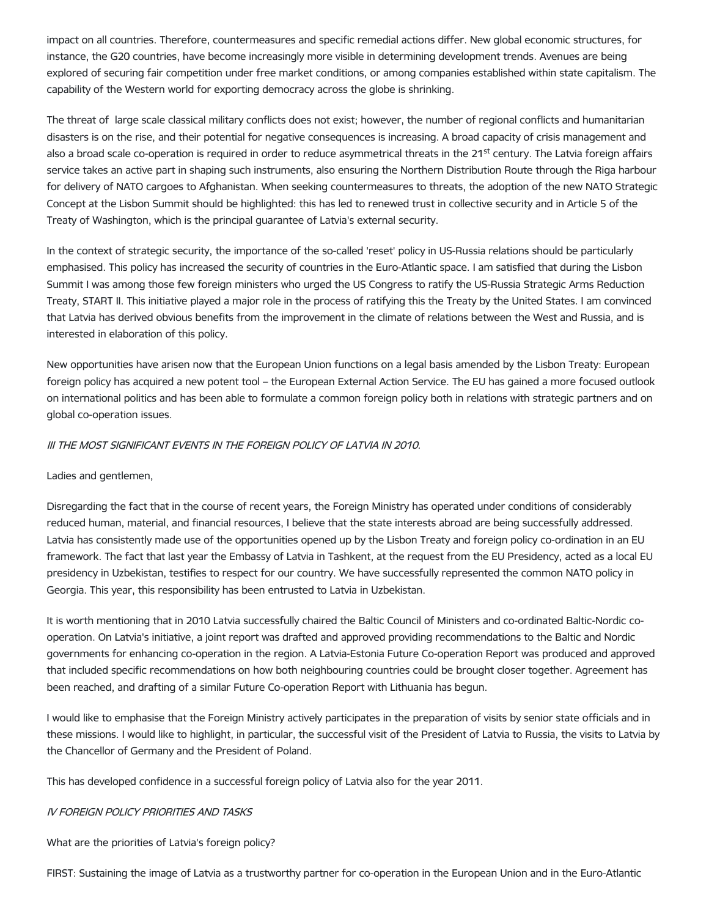impact on all countries. Therefore, countermeasures and specific remedial actions differ. New global economic structures, for instance, the G20 countries, have become increasingly more visible in determining development trends. Avenues are being explored of securing fair competition under free market conditions, or among companies established within state capitalism. The capability of the Western world for exporting democracy across the globe is shrinking.

The threat of large scale classical military conflicts does not exist; however, the number of regional conflicts and humanitarian disasters is on the rise, and their potential for negative consequences is increasing. A broad capacity of crisis management and also a broad scale co-operation is required in order to reduce asymmetrical threats in the 21st century. The Latvia foreign affairs service takes an active part in shaping such instruments, also ensuring the Northern Distribution Route through the Riga harbour for delivery of NATO cargoes to Afghanistan. When seeking countermeasures to threats, the adoption of the new NATO Strategic Concept at the Lisbon Summit should be highlighted: this has led to renewed trust in collective security and in Article 5 of the Treaty of Washington, which is the principal guarantee of Latvia's external security.

In the context of strategic security, the importance of the so-called 'reset' policy in US-Russia relations should be particularly emphasised. This policy has increased the security of countries in the Euro-Atlantic space. I am satisfied that during the Lisbon Summit I was among those few foreign ministers who urged the US Congress to ratify the US-Russia Strategic Arms Reduction Treaty, START II. This initiative played a major role in the process of ratifying this the Treaty by the United States. I am convinced that Latvia has derived obvious benefits from the improvement in the climate of relations between the West and Russia, and is interested in elaboration of this policy.

New opportunities have arisen now that the European Union functions on a legal basis amended by the Lisbon Treaty: European foreign policy has acquired a new potent tool – the European External Action Service. The EU has gained a more focused outlook on international politics and has been able to formulate a common foreign policy both in relations with strategic partners and on global co-operation issues.

*III THE MOST SIGNIFICANT EVENTS IN THE FOREIGN POLICY OF LATVIA IN 2010.*

Ladies and gentlemen,

Disregarding the fact that in the course of recent years, the Foreign Ministry has operated under conditions of considerably reduced human, material, and financial resources, I believe that the state interests abroad are being successfully addressed. Latvia has consistently made use of the opportunities opened up by the Lisbon Treaty and foreign policy co-ordination in an EU framework. The fact that last year the Embassy of Latvia in Tashkent, at the request from the EU Presidency, acted as a local EU presidency in Uzbekistan, testifies to respect for our country. We have successfully represented the common NATO policy in Georgia. This year, this responsibility has been entrusted to Latvia in Uzbekistan.

It is worth mentioning that in 2010 Latvia successfully chaired the Baltic Council of Ministers and co-ordinated Baltic-Nordic co-operation. On Latvia's initiative, a joint report was drafted and approved providing recommendations to the Baltic and Nordic governments for enhancing co-operation in the region. A Latvia-Estonia Future Co-operation Report was produced and approved that included specific recommendations on how both neighbouring countries could be brought closer together. Agreement has been reached, and drafting of a similar Future Co-operation Report with Lithuania has begun.

I would like to emphasise that the Foreign Ministry actively participates in the preparation of visits by senior state officials and in these missions. I would like to highlight, in particular, the successful visit of the President of Latvia to Russia, the visits to Latvia by the Chancellor of Germany and the President of Poland.

This has developed confidence in a successful foreign policy of Latvia also for the year 2011.

*IV FOREIGN POLICY PRIORITIES AND TASKS*

What are the priorities of Latvia's foreign policy?

FIRST: Sustaining the image of Latvia as a trustworthy partner for co-operation in the European Union and in the Euro-Atlantic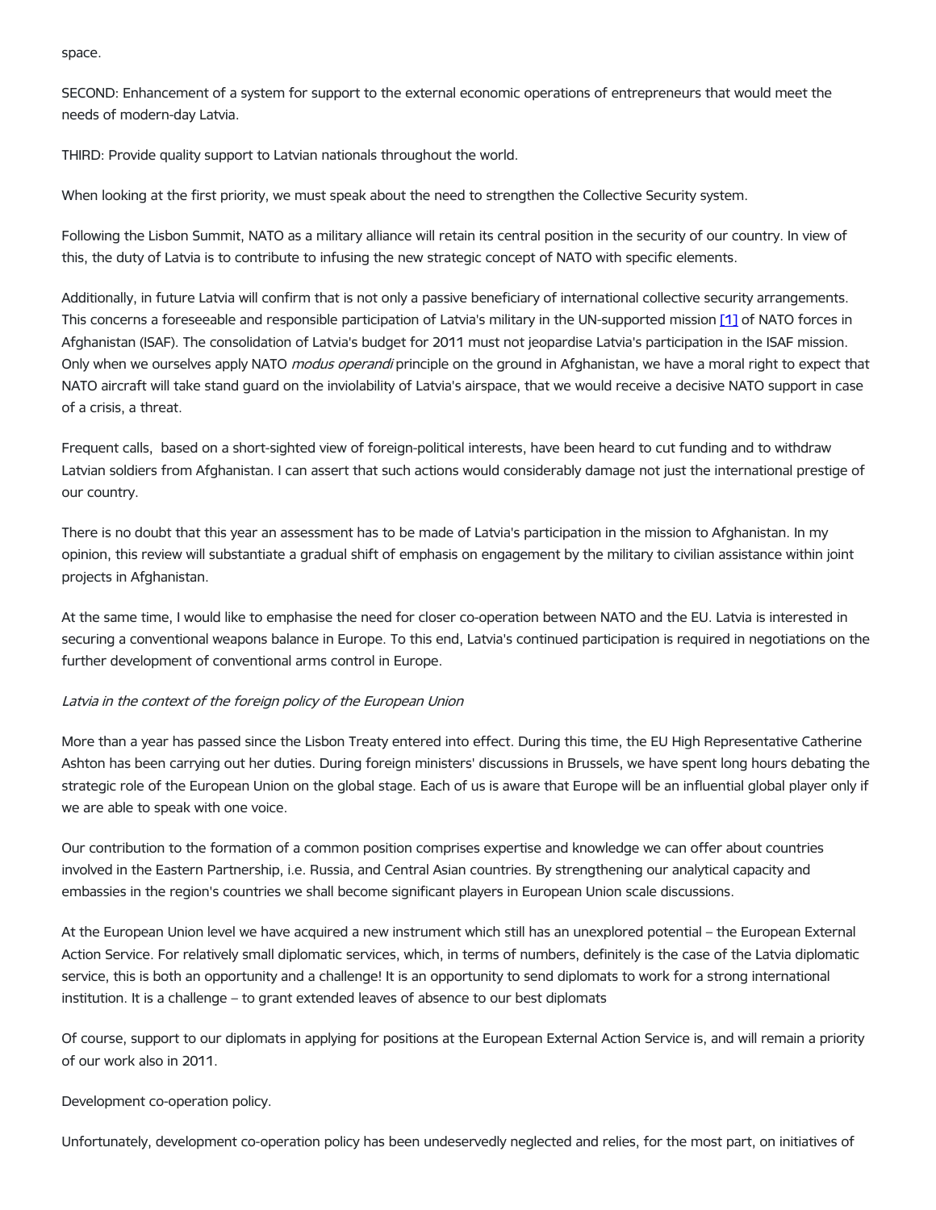space.

SECOND: Enhancement of a system for support to the external economic operations of entrepreneurs that would meet the needs of modern-day Latvia.

THIRD: Provide quality support to Latvian nationals throughout the world.

When looking at the first priority, we must speak about the need to strengthen the Collective Security system.

Following the Lisbon Summit, NATO as a military alliance will retain its central position in the security of our country. In view of this, the duty of Latvia is to contribute to infusing the new strategic concept of NATO with specific elements.

Additionally, in future Latvia will confirm that is not only a passive beneficiary of international collective security arrangements. This concerns a foreseeable and responsible participation of Latvia's military in the UN-supported mission [1] of NATO forces in Afghanistan (ISAF). The consolidation of Latvia's budget for 2011 must not jeopardise Latvia's participation in the ISAF mission. Only when we ourselves apply NATO *modus operandi* principle on the ground in Afghanistan, we have a moral right to expect that NATO aircraft will take stand guard on the inviolability of Latvia's airspace, that we would receive a decisive NATO support in case of a crisis, a threat.

Frequent calls, based on a short-sighted view of foreign-political interests, have been heard to cut funding and to withdraw Latvian soldiers from Afghanistan. I can assert that such actions would considerably damage not just the international prestige of our country.

There is no doubt that this year an assessment has to be made of Latvia's participation in the mission to Afghanistan. In my opinion, this review will substantiate a gradual shift of emphasis on engagement by the military to civilian assistance within joint projects in Afghanistan.

At the same time, I would like to emphasise the need for closer co-operation between NATO and the EU. Latvia is interested in securing a conventional weapons balance in Europe. To this end, Latvia's continued participation is required in negotiations on the further development of conventional arms control in Europe.

*Latvia in the context of the foreign policy of the European Union*

More than a year has passed since the Lisbon Treaty entered into effect. During this time, the EU High Representative Catherine Ashton has been carrying out her duties. During foreign ministers' discussions in Brussels, we have spent long hours debating the strategic role of the European Union on the global stage. Each of us is aware that Europe will be an influential global player only if we are able to speak with one voice.

Our contribution to the formation of a common position comprises expertise and knowledge we can offer about countries involved in the Eastern Partnership, i.e. Russia, and Central Asian countries. By strengthening our analytical capacity and embassies in the region's countries we shall become significant players in European Union scale discussions.

At the European Union level we have acquired a new instrument which still has an unexplored potential – the European External Action Service. For relatively small diplomatic services, which, in terms of numbers, definitely is the case of the Latvia diplomatic service, this is both an opportunity and a challenge! It is an opportunity to send diplomats to work for a strong international institution. It is a challenge – to grant extended leaves of absence to our best diplomats

Of course, support to our diplomats in applying for positions at the European External Action Service is, and will remain a priority of our work also in 2011.

Development co-operation policy.

Unfortunately, development co-operation policy has been undeservedly neglected and relies, for the most part, on initiatives of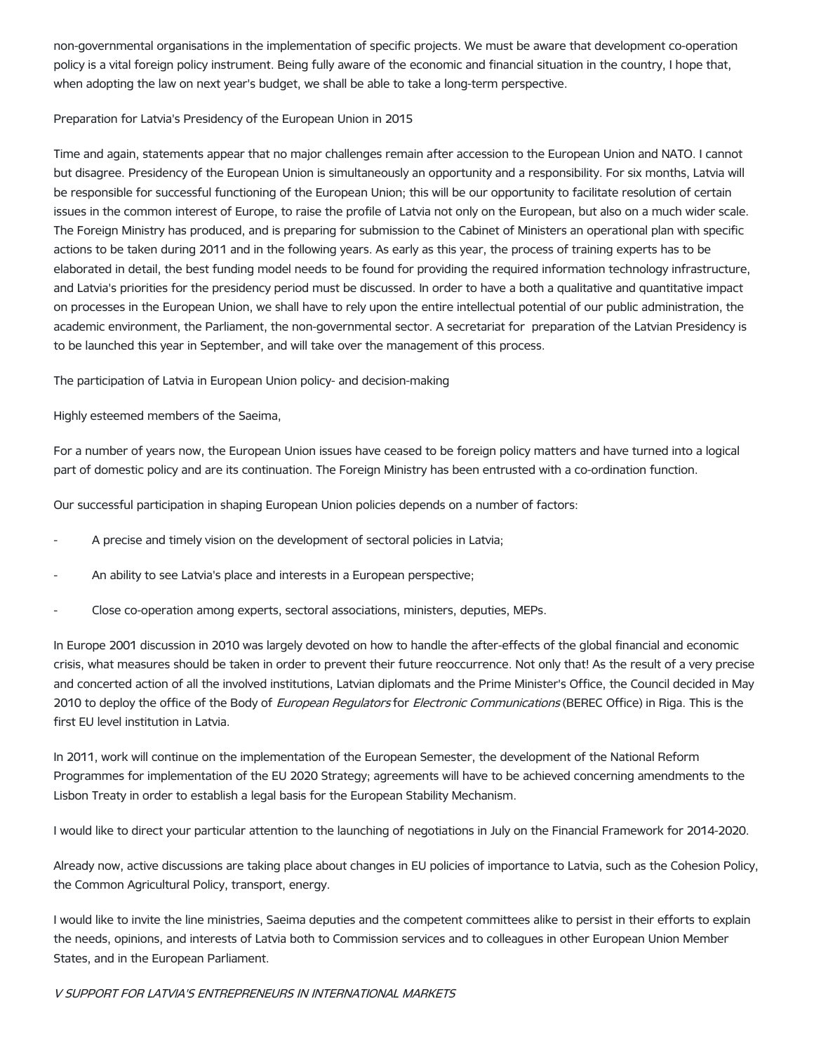non-governmental organisations in the implementation of specific projects. We must be aware that development co-operation policy is a vital foreign policy instrument. Being fully aware of the economic and financial situation in the country, I hope that, when adopting the law on next year's budget, we shall be able to take a long-term perspective.

Preparation for Latvia's Presidency of the European Union in 2015

Time and again, statements appear that no major challenges remain after accession to the European Union and NATO. I cannot but disagree. Presidency of the European Union is simultaneously an opportunity and a responsibility. For six months, Latvia will be responsible for successful functioning of the European Union; this will be our opportunity to facilitate resolution of certain issues in the common interest of Europe, to raise the profile of Latvia not only on the European, but also on a much wider scale. The Foreign Ministry has produced, and is preparing for submission to the Cabinet of Ministers an operational plan with specific actions to be taken during 2011 and in the following years. As early as this year, the process of training experts has to be elaborated in detail, the best funding model needs to be found for providing the required information technology infrastructure, and Latvia's priorities for the presidency period must be discussed. In order to have a both a qualitative and quantitative impact on processes in the European Union, we shall have to rely upon the entire intellectual potential of our public administration, the academic environment, the Parliament, the non-governmental sector. A secretariat for preparation of the Latvian Presidency is to be launched this year in September, and will take over the management of this process.

The participation of Latvia in European Union policy- and decision-making

Highly esteemed members of the Saeima,

For a number of years now, the European Union issues have ceased to be foreign policy matters and have turned into a logical part of domestic policy and are its continuation. The Foreign Ministry has been entrusted with a co-ordination function.

Our successful participation in shaping European Union policies depends on a number of factors:

- A precise and timely vision on the development of sectoral policies in Latvia;
- An ability to see Latvia's place and interests in a European perspective;
- Close co-operation among experts, sectoral associations, ministers, deputies, MEPs.

In Europe 2001 discussion in 2010 was largely devoted on how to handle the after-effects of the global financial and economic crisis, what measures should be taken in order to prevent their future reoccurrence. Not only that! As the result of a very precise and concerted action of all the involved institutions, Latvian diplomats and the Prime Minister's Office, the Council decided in May 2010 to deploy the office of the Body of *European Regulators* for *Electronic Communications* (BEREC Office) in Riga. This is the first EU level institution in Latvia.

In 2011, work will continue on the implementation of the European Semester, the development of the National Reform Programmes for implementation of the EU 2020 Strategy; agreements will have to be achieved concerning amendments to the Lisbon Treaty in order to establish a legal basis for the European Stability Mechanism.

I would like to direct your particular attention to the launching of negotiations in July on the Financial Framework for 2014-2020.

Already now, active discussions are taking place about changes in EU policies of importance to Latvia, such as the Cohesion Policy, the Common Agricultural Policy, transport, energy.

I would like to invite the line ministries, Saeima deputies and the competent committees alike to persist in their efforts to explain the needs, opinions, and interests of Latvia both to Commission services and to colleagues in other European Union Member States, and in the European Parliament.

*V SUPPORT FOR LATVIA'S ENTREPRENEURS IN INTERNATIONAL MARKETS*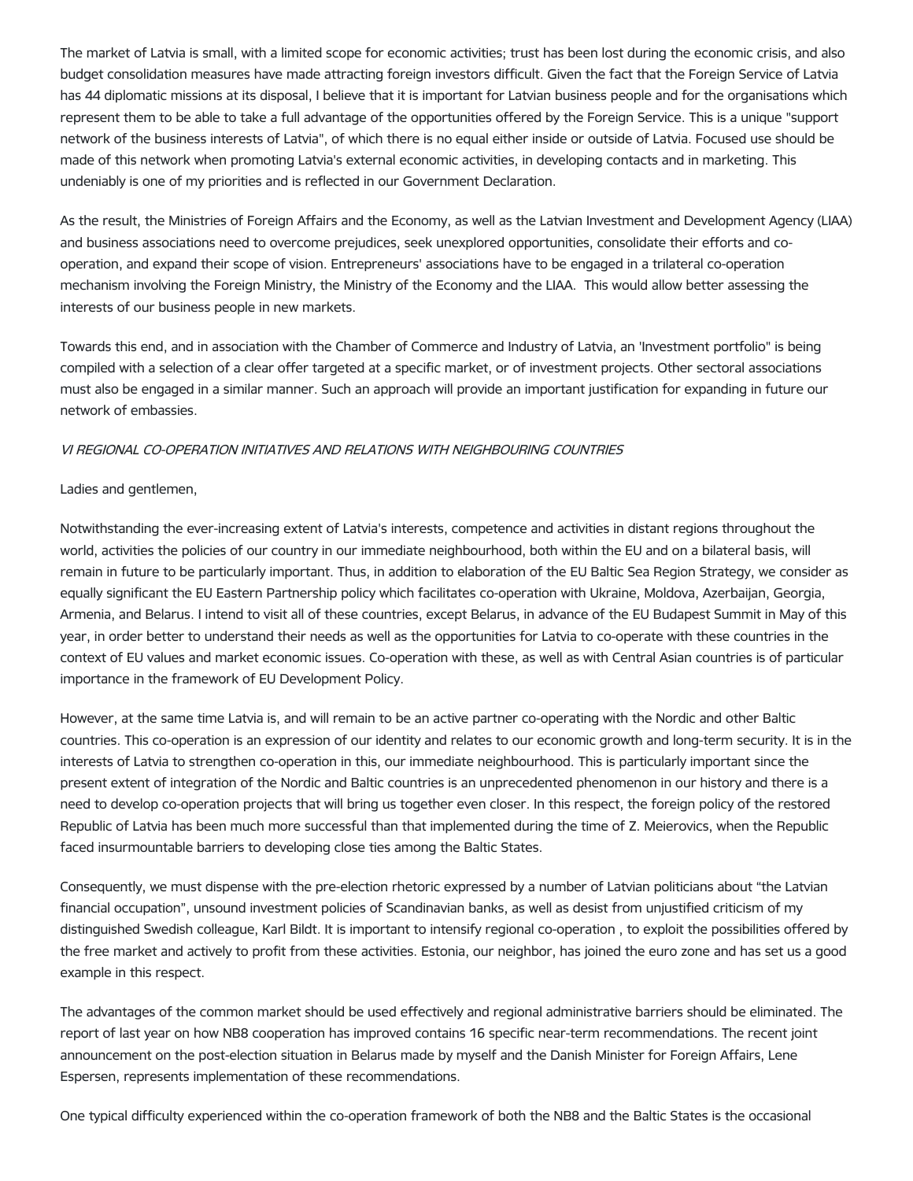The market of Latvia is small, with a limited scope for economic activities; trust has been lost during the economic crisis, and also budget consolidation measures have made attracting foreign investors difficult. Given the fact that the Foreign Service of Latvia has 44 diplomatic missions at its disposal, I believe that it is important for Latvian business people and for the organisations which represent them to be able to take a full advantage of the opportunities offered by the Foreign Service. This is a unique "support network of the business interests of Latvia", of which there is no equal either inside or outside of Latvia. Focused use should be made of this network when promoting Latvia's external economic activities, in developing contacts and in marketing. This undeniably is one of my priorities and is reflected in our Government Declaration.

As the result, the Ministries of Foreign Affairs and the Economy, as well as the Latvian Investment and Development Agency (LIAA) and business associations need to overcome prejudices, seek unexplored opportunities, consolidate their efforts and co-operation, and expand their scope of vision. Entrepreneurs' associations have to be engaged in a trilateral co-operation mechanism involving the Foreign Ministry, the Ministry of the Economy and the LIAA. This would allow better assessing the interests of our business people in new markets.

Towards this end, and in association with the Chamber of Commerce and Industry of Latvia, an 'Investment portfolio" is being compiled with a selection of a clear offer targeted at a specific market, or of investment projects. Other sectoral associations must also be engaged in a similar manner. Such an approach will provide an important justification for expanding in future our network of embassies.

*VI REGIONAL CO-OPERATION INITIATIVES AND RELATIONS WITH NEIGHBOURING COUNTRIES*

Ladies and gentlemen,

Notwithstanding the ever-increasing extent of Latvia's interests, competence and activities in distant regions throughout the world, activities the policies of our country in our immediate neighbourhood, both within the EU and on a bilateral basis, will remain in future to be particularly important. Thus, in addition to elaboration of the EU Baltic Sea Region Strategy, we consider as equally significant the EU Eastern Partnership policy which facilitates co-operation with Ukraine, Moldova, Azerbaijan, Georgia, Armenia, and Belarus. I intend to visit all of these countries, except Belarus, in advance of the EU Budapest Summit in May of this year, in order better to understand their needs as well as the opportunities for Latvia to co-operate with these countries in the context of EU values and market economic issues. Co-operation with these, as well as with Central Asian countries is of particular importance in the framework of EU Development Policy.

However, at the same time Latvia is, and will remain to be an active partner co-operating with the Nordic and other Baltic countries. This co-operation is an expression of our identity and relates to our economic growth and long-term security. It is in the interests of Latvia to strengthen co-operation in this, our immediate neighbourhood. This is particularly important since the present extent of integration of the Nordic and Baltic countries is an unprecedented phenomenon in our history and there is a need to develop co-operation projects that will bring us together even closer. In this respect, the foreign policy of the restored Republic of Latvia has been much more successful than that implemented during the time of Z. Meierovics, when the Republic faced insurmountable barriers to developing close ties among the Baltic States.

Consequently, we must dispense with the pre-election rhetoric expressed by a number of Latvian politicians about "the Latvian financial occupation", unsound investment policies of Scandinavian banks, as well as desist from unjustified criticism of my distinguished Swedish colleague, Karl Bildt. It is important to intensify regional co-operation , to exploit the possibilities offered by the free market and actively to profit from these activities. Estonia, our neighbor, has joined the euro zone and has set us a good example in this respect.

The advantages of the common market should be used effectively and regional administrative barriers should be eliminated. The report of last year on how NB8 cooperation has improved contains 16 specific near-term recommendations. The recent joint announcement on the post-election situation in Belarus made by myself and the Danish Minister for Foreign Affairs, Lene Espersen, represents implementation of these recommendations.

One typical difficulty experienced within the co-operation framework of both the NB8 and the Baltic States is the occasional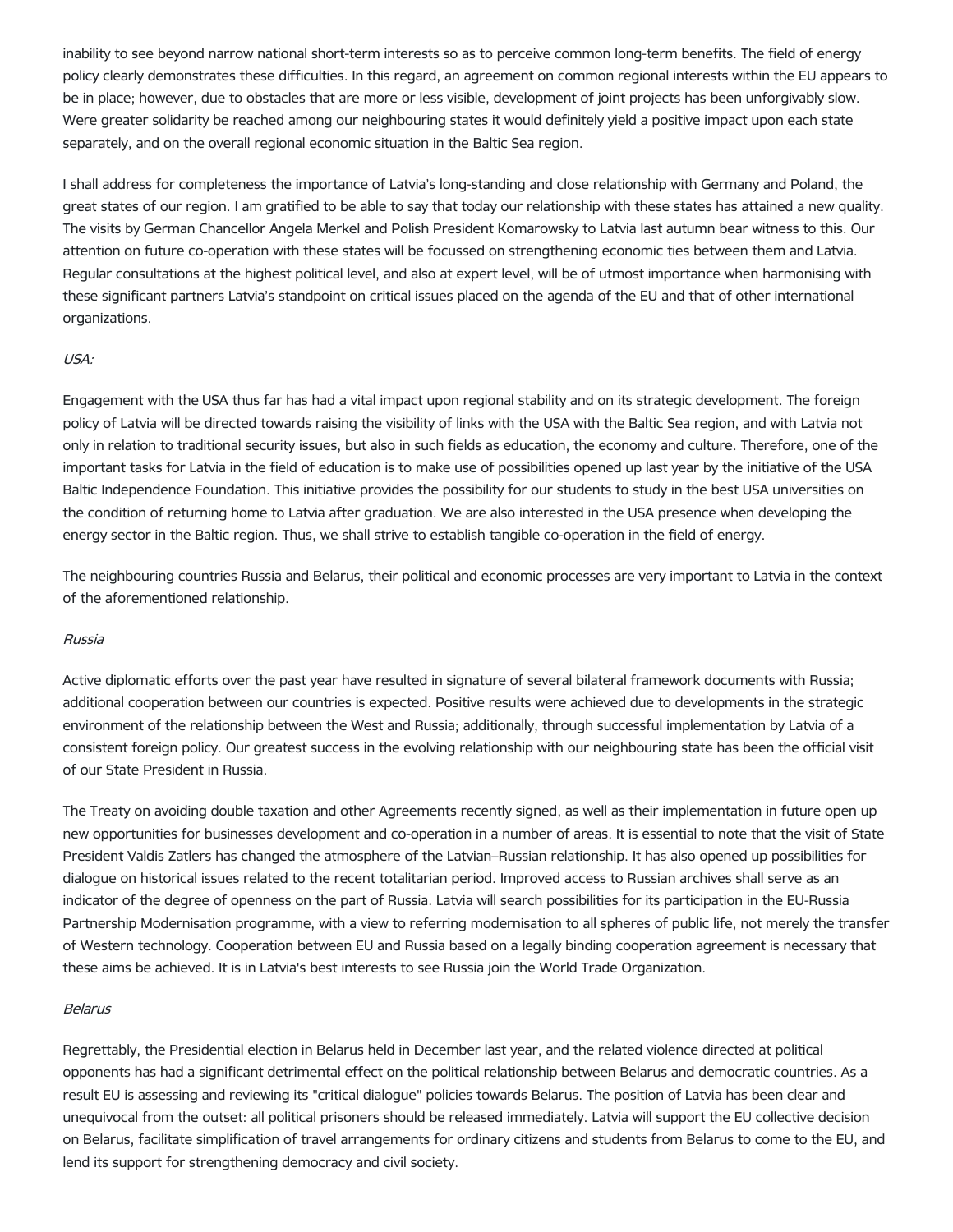inability to see beyond narrow national short-term interests so as to perceive common long-term benefits. The field of energy policy clearly demonstrates these difficulties. In this regard, an agreement on common regional interests within the EU appears to be in place; however, due to obstacles that are more or less visible, development of joint projects has been unforgivably slow. Were greater solidarity be reached among our neighbouring states it would definitely yield a positive impact upon each state separately, and on the overall regional economic situation in the Baltic Sea region.

I shall address for completeness the importance of Latvia's long-standing and close relationship with Germany and Poland, the great states of our region. I am gratified to be able to say that today our relationship with these states has attained a new quality. The visits by German Chancellor Angela Merkel and Polish President Komarowsky to Latvia last autumn bear witness to this. Our attention on future co-operation with these states will be focussed on strengthening economic ties between them and Latvia. Regular consultations at the highest political level, and also at expert level, will be of utmost importance when harmonising with these significant partners Latvia's standpoint on critical issues placed on the agenda of the EU and that of other international organizations.

*USA:*

Engagement with the USA thus far has had a vital impact upon regional stability and on its strategic development. The foreign policy of Latvia will be directed towards raising the visibility of links with the USA with the Baltic Sea region, and with Latvia not only in relation to traditional security issues, but also in such fields as education, the economy and culture. Therefore, one of the important tasks for Latvia in the field of education is to make use of possibilities opened up last year by the initiative of the USA Baltic Independence Foundation. This initiative provides the possibility for our students to study in the best USA universities on the condition of returning home to Latvia after graduation. We are also interested in the USA presence when developing the energy sector in the Baltic region. Thus, we shall strive to establish tangible co-operation in the field of energy.

The neighbouring countries Russia and Belarus, their political and economic processes are very important to Latvia in the context of the aforementioned relationship.

*Russia*

Active diplomatic efforts over the past year have resulted in signature of several bilateral framework documents with Russia; additional cooperation between our countries is expected. Positive results were achieved due to developments in the strategic environment of the relationship between the West and Russia; additionally, through successful implementation by Latvia of a consistent foreign policy. Our greatest success in the evolving relationship with our neighbouring state has been the official visit of our State President in Russia.

The Treaty on avoiding double taxation and other Agreements recently signed, as well as their implementation in future open up new opportunities for businesses development and co-operation in a number of areas. It is essential to note that the visit of State President Valdis Zatlers has changed the atmosphere of the Latvian–Russian relationship. It has also opened up possibilities for dialogue on historical issues related to the recent totalitarian period. Improved access to Russian archives shall serve as an indicator of the degree of openness on the part of Russia. Latvia will search possibilities for its participation in the EU-Russia Partnership Modernisation programme, with a view to referring modernisation to all spheres of public life, not merely the transfer of Western technology. Cooperation between EU and Russia based on a legally binding cooperation agreement is necessary that these aims be achieved. It is in Latvia's best interests to see Russia join the World Trade Organization.

*Belarus*

Regrettably, the Presidential election in Belarus held in December last year, and the related violence directed at political opponents has had a significant detrimental effect on the political relationship between Belarus and democratic countries. As a result EU is assessing and reviewing its "critical dialogue" policies towards Belarus. The position of Latvia has been clear and unequivocal from the outset: all political prisoners should be released immediately. Latvia will support the EU collective decision on Belarus, facilitate simplification of travel arrangements for ordinary citizens and students from Belarus to come to the EU, and lend its support for strengthening democracy and civil society.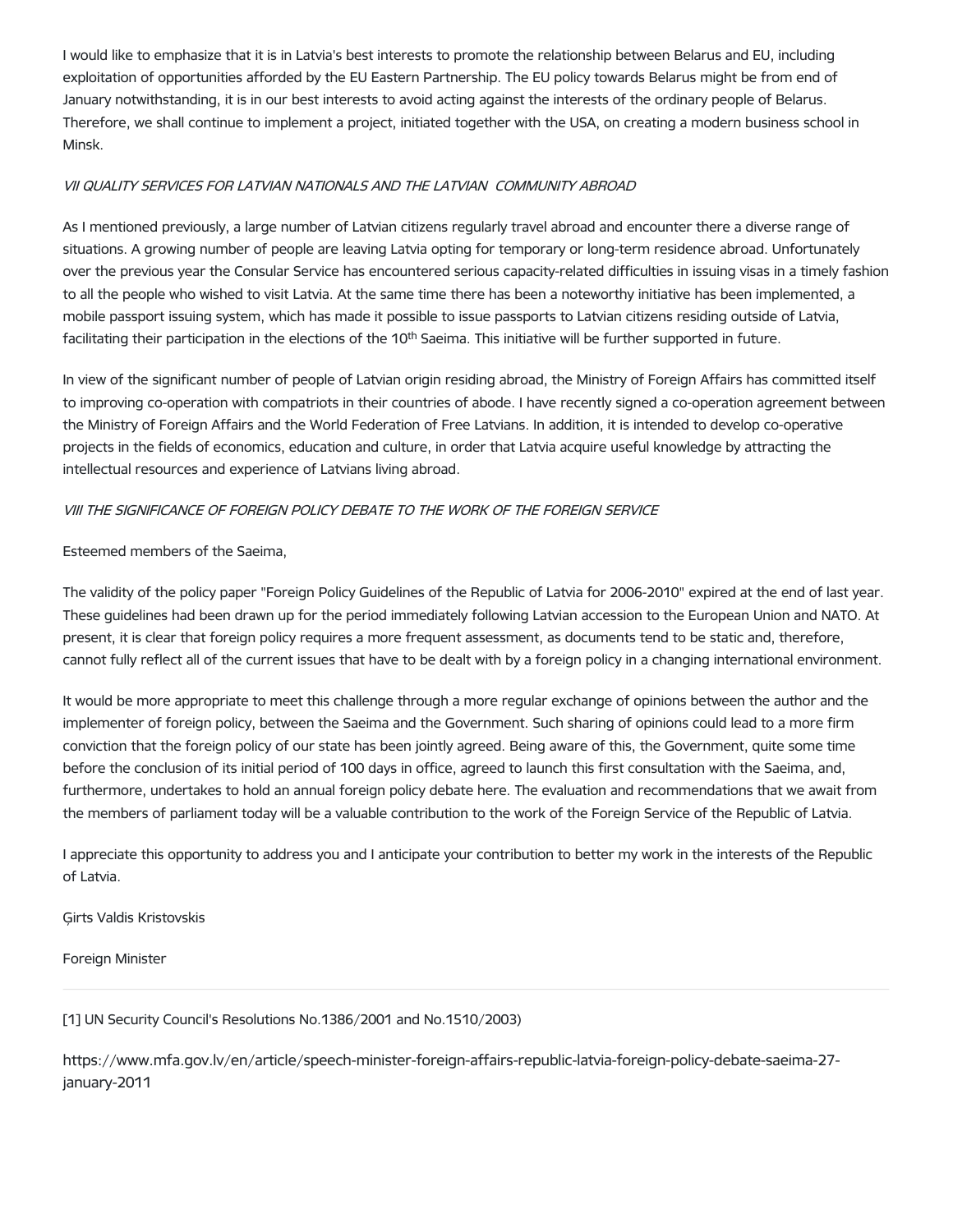I would like to emphasize that it is in Latvia's best interests to promote the relationship between Belarus and EU, including exploitation of opportunities afforded by the EU Eastern Partnership. The EU policy towards Belarus might be from end of January notwithstanding, it is in our best interests to avoid acting against the interests of the ordinary people of Belarus. Therefore, we shall continue to implement a project, initiated together with the USA, on creating a modern business school in Minsk.

*VII QUALITY SERVICES FOR LATVIAN NATIONALS AND THE LATVIAN COMMUNITY ABROAD*

As I mentioned previously, a large number of Latvian citizens regularly travel abroad and encounter there a diverse range of situations. A growing number of people are leaving Latvia opting for temporary or long-term residence abroad. Unfortunately over the previous year the Consular Service has encountered serious capacity-related difficulties in issuing visas in a timely fashion to all the people who wished to visit Latvia. At the same time there has been a noteworthy initiative has been implemented, a mobile passport issuing system, which has made it possible to issue passports to Latvian citizens residing outside of Latvia, facilitating their participation in the elections of the 10th Saeima. This initiative will be further supported in future.

In view of the significant number of people of Latvian origin residing abroad, the Ministry of Foreign Affairs has committed itself to improving co-operation with compatriots in their countries of abode. I have recently signed a co-operation agreement between the Ministry of Foreign Affairs and the World Federation of Free Latvians. In addition, it is intended to develop co-operative projects in the fields of economics, education and culture, in order that Latvia acquire useful knowledge by attracting the intellectual resources and experience of Latvians living abroad.

*VIII THE SIGNIFICANCE OF FOREIGN POLICY DEBATE TO THE WORK OF THE FOREIGN SERVICE*

Esteemed members of the Saeima,

The validity of the policy paper "Foreign Policy Guidelines of the Republic of Latvia for 2006-2010" expired at the end of last year. These guidelines had been drawn up for the period immediately following Latvian accession to the European Union and NATO. At present, it is clear that foreign policy requires a more frequent assessment, as documents tend to be static and, therefore, cannot fully reflect all of the current issues that have to be dealt with by a foreign policy in a changing international environment.

It would be more appropriate to meet this challenge through a more regular exchange of opinions between the author and the implementer of foreign policy, between the Saeima and the Government. Such sharing of opinions could lead to a more firm conviction that the foreign policy of our state has been jointly agreed. Being aware of this, the Government, quite some time before the conclusion of its initial period of 100 days in office, agreed to launch this first consultation with the Saeima, and, furthermore, undertakes to hold an annual foreign policy debate here. The evaluation and recommendations that we await from the members of parliament today will be a valuable contribution to the work of the Foreign Service of the Republic of Latvia.

I appreciate this opportunity to address you and I anticipate your contribution to better my work in the interests of the Republic of Latvia.

Ģirts Valdis Kristovskis

Foreign Minister

---

[1] UN Security Council's Resolutions No.1386/2001 and No.1510/2003)

https://www.mfa.gov.lv/en/article/speech-minister-foreign-affairs-republic-latvia-foreign-policy-debate-saeima-27-january-2011